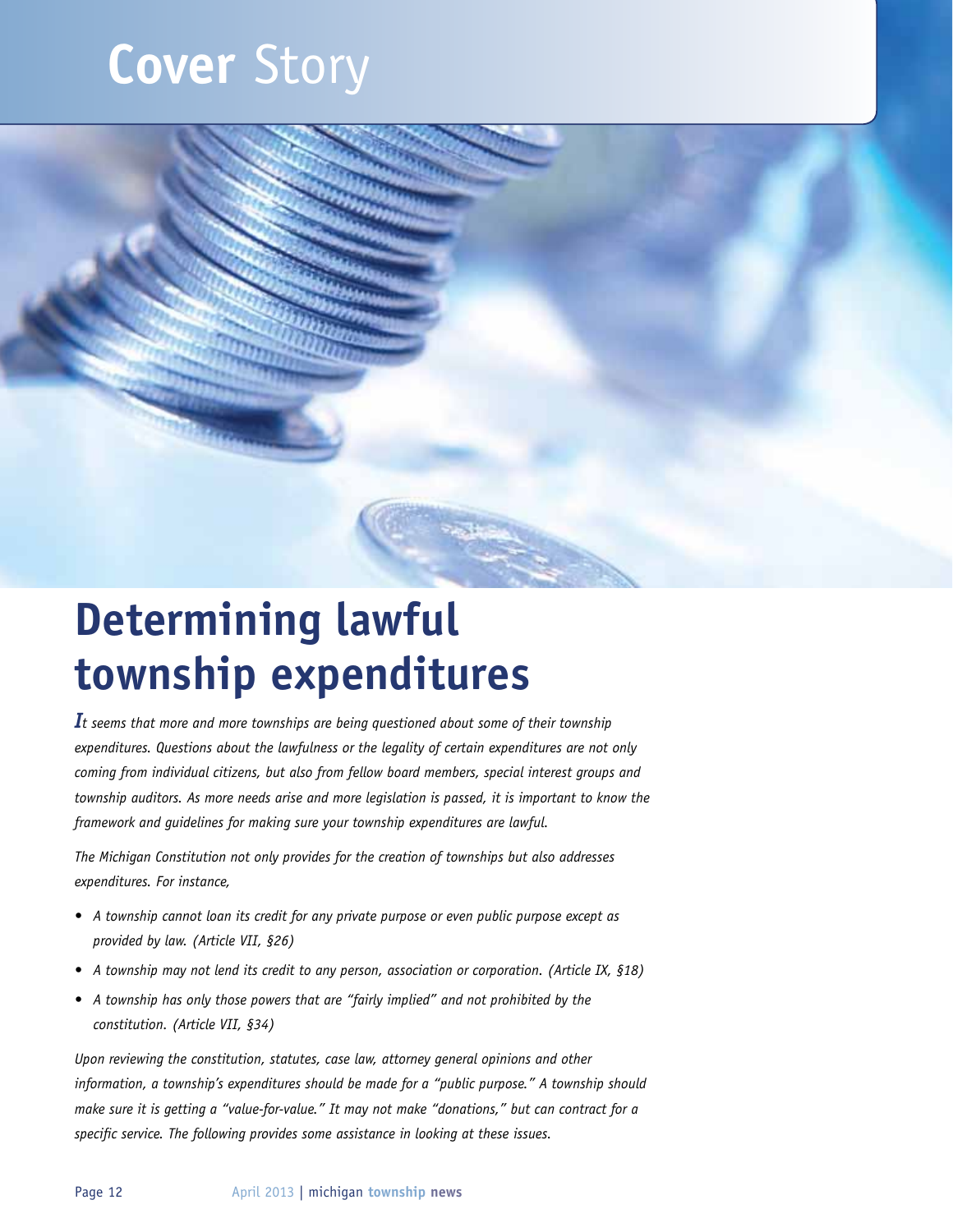# Cover Story

# Determining lawful township expenditures

*It seems that more and more townships are being questioned about some of their township expenditures. Questions about the lawfulness or the legality of certain expenditures are not only coming from individual citizens, but also from fellow board members, special interest groups and township auditors. As more needs arise and more legislation is passed, it is important to know the framework and guidelines for making sure your township expenditures are lawful.*

*The Michigan Constitution not only provides for the creation of townships but also addresses expenditures. For instance,*

- *A township cannot loan its credit for any private purpose or even public purpose except as provided by law. (Article VII, §26)*
- *A township may not lend its credit to any person, association or corporation. (Article IX, §18)*
- *A township has only those powers that are "fairly implied" and not prohibited by the constitution. (Article VII, §34)*

*Upon reviewing the constitution, statutes, case law, attorney general opinions and other information, a township's expenditures should be made for a "public purpose." A township should make sure it is getting a "value-for-value." It may not make "donations," but can contract for a specific service. The following provides some assistance in looking at these issues.*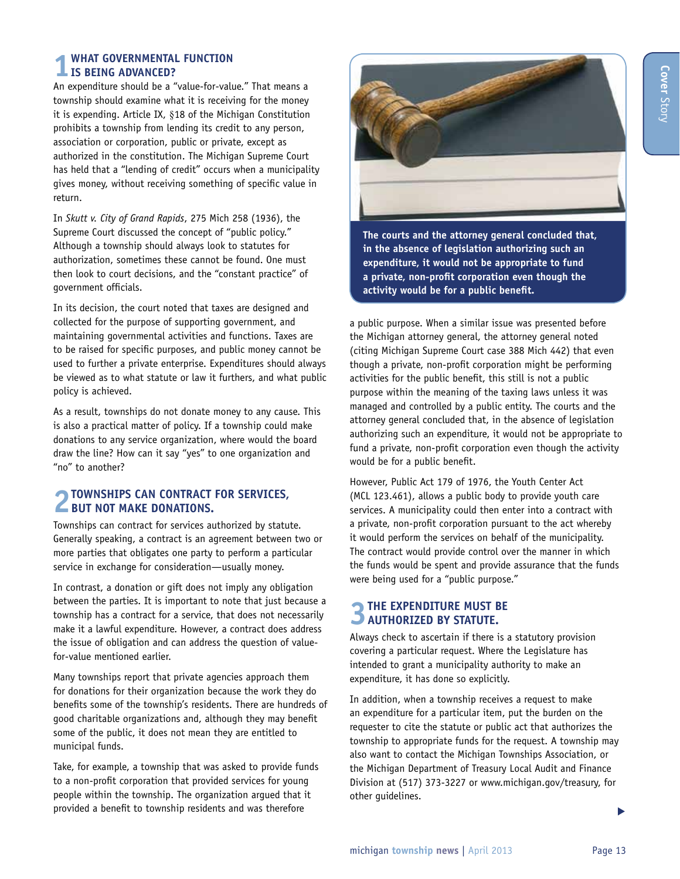## 1 WHAT GOVERNMENTAL FUNCTION IS BEING ADVANCED?

An expenditure should be a "value-for-value." That means a township should examine what it is receiving for the money it is expending. Article IX, §18 of the Michigan Constitution prohibits a township from lending its credit to any person, association or corporation, public or private, except as authorized in the constitution. The Michigan Supreme Court has held that a "lending of credit" occurs when a municipality gives money, without receiving something of specific value in return.

In *Skutt v. City of Grand Rapids*, 275 Mich 258 (1936), the Supreme Court discussed the concept of "public policy." Although a township should always look to statutes for authorization, sometimes these cannot be found. One must then look to court decisions, and the "constant practice" of government officials.

In its decision, the court noted that taxes are designed and collected for the purpose of supporting government, and maintaining governmental activities and functions. Taxes are to be raised for specific purposes, and public money cannot be used to further a private enterprise. Expenditures should always be viewed as to what statute or law it furthers, and what public policy is achieved.

As a result, townships do not donate money to any cause. This is also a practical matter of policy. If a township could make donations to any service organization, where would the board draw the line? How can it say "yes" to one organization and "no" to another?

## 2 TOWNSHIPS CAN CONTRACT FOR SERVICES, BUT NOT MAKE DONATIONS.

Townships can contract for services authorized by statute. Generally speaking, a contract is an agreement between two or more parties that obligates one party to perform a particular service in exchange for consideration—usually money.

In contrast, a donation or gift does not imply any obligation between the parties. It is important to note that just because a township has a contract for a service, that does not necessarily make it a lawful expenditure. However, a contract does address the issue of obligation and can address the question of value-for-value mentioned earlier.

Many townships report that private agencies approach them for donations for their organization because the work they do benefits some of the township's residents. There are hundreds of good charitable organizations and, although they may benefit some of the public, it does not mean they are entitled to municipal funds.

Take, for example, a township that was asked to provide funds to a non-profit corporation that provided services for young people within the township. The organization argued that it provided a benefit to township residents and was therefore a public purpose. When a similar issue was presented before the Michigan attorney general, the attorney general noted (citing Michigan Supreme Court case 388 Mich 442) that even though a private, non-profit corporation might be performing activities for the public benefit, this still is not a public purpose within the meaning of the taxing laws unless it was managed and controlled by a public entity. The courts and the attorney general concluded that, in the absence of legislation authorizing such an expenditure, it would not be appropriate to fund a private, non-profit corporation even though the activity would be for a public benefit.

**The courts and the attorney general concluded that, in the absence of legislation authorizing such an expenditure, it would not be appropriate to fund a private, non-profit corporation even though the activity would be for a public benefit.**

However, Public Act 179 of 1976, the Youth Center Act (MCL 123.461), allows a public body to provide youth care services. A municipality could then enter into a contract with a private, non-profit corporation pursuant to the act whereby it would perform the services on behalf of the municipality. The contract would provide control over the manner in which the funds would be spent and provide assurance that the funds were being used for a "public purpose."

## 3 THE EXPENDITURE MUST BE AUTHORIZED BY STATUTE.

Always check to ascertain if there is a statutory provision covering a particular request. Where the Legislature has intended to grant a municipality authority to make an expenditure, it has done so explicitly.

In addition, when a township receives a request to make an expenditure for a particular item, put the burden on the requester to cite the statute or public act that authorizes the township to appropriate funds for the request. A township may also want to contact the Michigan Townships Association, or the Michigan Department of Treasury Local Audit and Finance Division at (517) 373-3227 or www.michigan.gov/treasury, for other guidelines.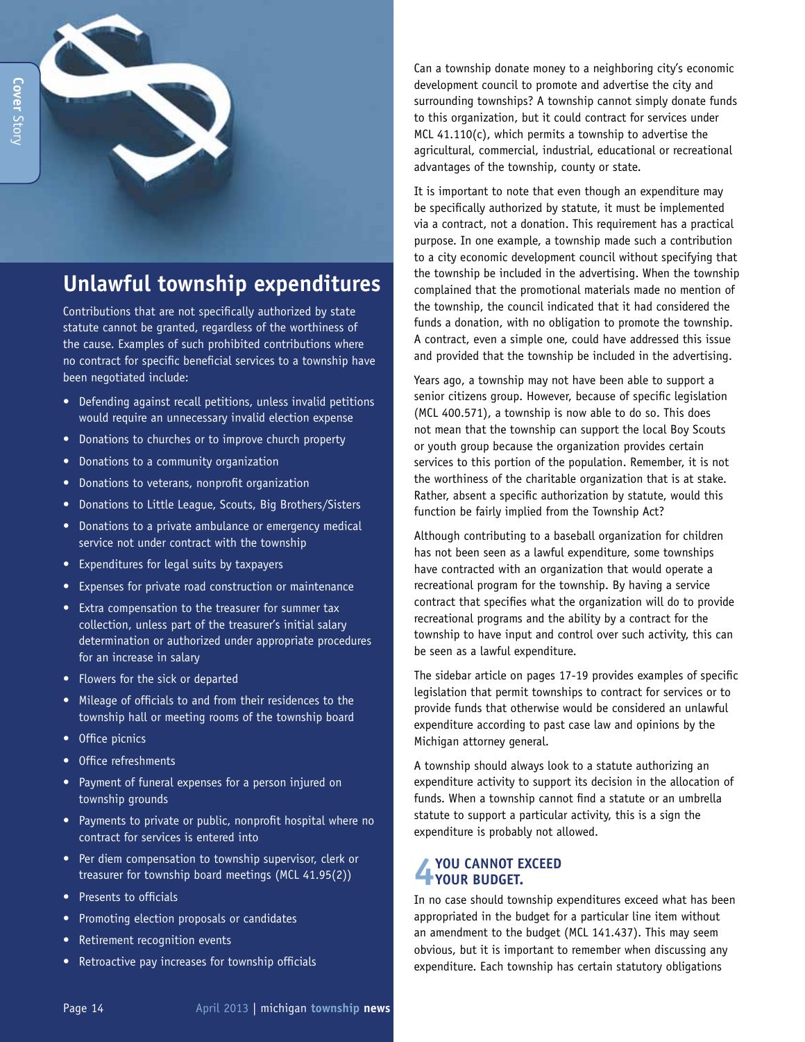## Unlawful township expenditures

Contributions that are not specifically authorized by state statute cannot be granted, regardless of the worthiness of the cause. Examples of such prohibited contributions where no contract for specific beneficial services to a township have been negotiated include:

- Defending against recall petitions, unless invalid petitions would require an unnecessary invalid election expense
- Donations to churches or to improve church property
- Donations to a community organization
- Donations to veterans, nonprofit organization
- Donations to Little League, Scouts, Big Brothers/Sisters
- Donations to a private ambulance or emergency medical service not under contract with the township
- Expenditures for legal suits by taxpayers
- Expenses for private road construction or maintenance
- Extra compensation to the treasurer for summer tax collection, unless part of the treasurer's initial salary determination or authorized under appropriate procedures for an increase in salary
- Flowers for the sick or departed
- Mileage of officials to and from their residences to the township hall or meeting rooms of the township board
- Office picnics
- Office refreshments
- Payment of funeral expenses for a person injured on township grounds
- Payments to private or public, nonprofit hospital where no contract for services is entered into
- Per diem compensation to township supervisor, clerk or treasurer for township board meetings (MCL 41.95(2))
- Presents to officials
- Promoting election proposals or candidates
- Retirement recognition events
- Retroactive pay increases for township officials

Can a township donate money to a neighboring city's economic development council to promote and advertise the city and surrounding townships? A township cannot simply donate funds to this organization, but it could contract for services under MCL 41.110(c), which permits a township to advertise the agricultural, commercial, industrial, educational or recreational advantages of the township, county or state.

It is important to note that even though an expenditure may be specifically authorized by statute, it must be implemented via a contract, not a donation. This requirement has a practical purpose. In one example, a township made such a contribution to a city economic development council without specifying that the township be included in the advertising. When the township complained that the promotional materials made no mention of the township, the council indicated that it had considered the funds a donation, with no obligation to promote the township. A contract, even a simple one, could have addressed this issue and provided that the township be included in the advertising.

Years ago, a township may not have been able to support a senior citizens group. However, because of specific legislation (MCL 400.571), a township is now able to do so. This does not mean that the township can support the local Boy Scouts or youth group because the organization provides certain services to this portion of the population. Remember, it is not the worthiness of the charitable organization that is at stake. Rather, absent a specific authorization by statute, would this function be fairly implied from the Township Act?

Although contributing to a baseball organization for children has not been seen as a lawful expenditure, some townships have contracted with an organization that would operate a recreational program for the township. By having a service contract that specifies what the organization will do to provide recreational programs and the ability by a contract for the township to have input and control over such activity, this can be seen as a lawful expenditure.

The sidebar article on pages 17-19 provides examples of specific legislation that permit townships to contract for services or to provide funds that otherwise would be considered an unlawful expenditure according to past case law and opinions by the Michigan attorney general.

A township should always look to a statute authorizing an expenditure activity to support its decision in the allocation of funds. When a township cannot find a statute or an umbrella statute to support a particular activity, this is a sign the expenditure is probably not allowed.

### 4 YOU CANNOT EXCEED YOUR BUDGET.

In no case should township expenditures exceed what has been appropriated in the budget for a particular line item without an amendment to the budget (MCL 141.437). This may seem obvious, but it is important to remember when discussing any expenditure. Each township has certain statutory obligations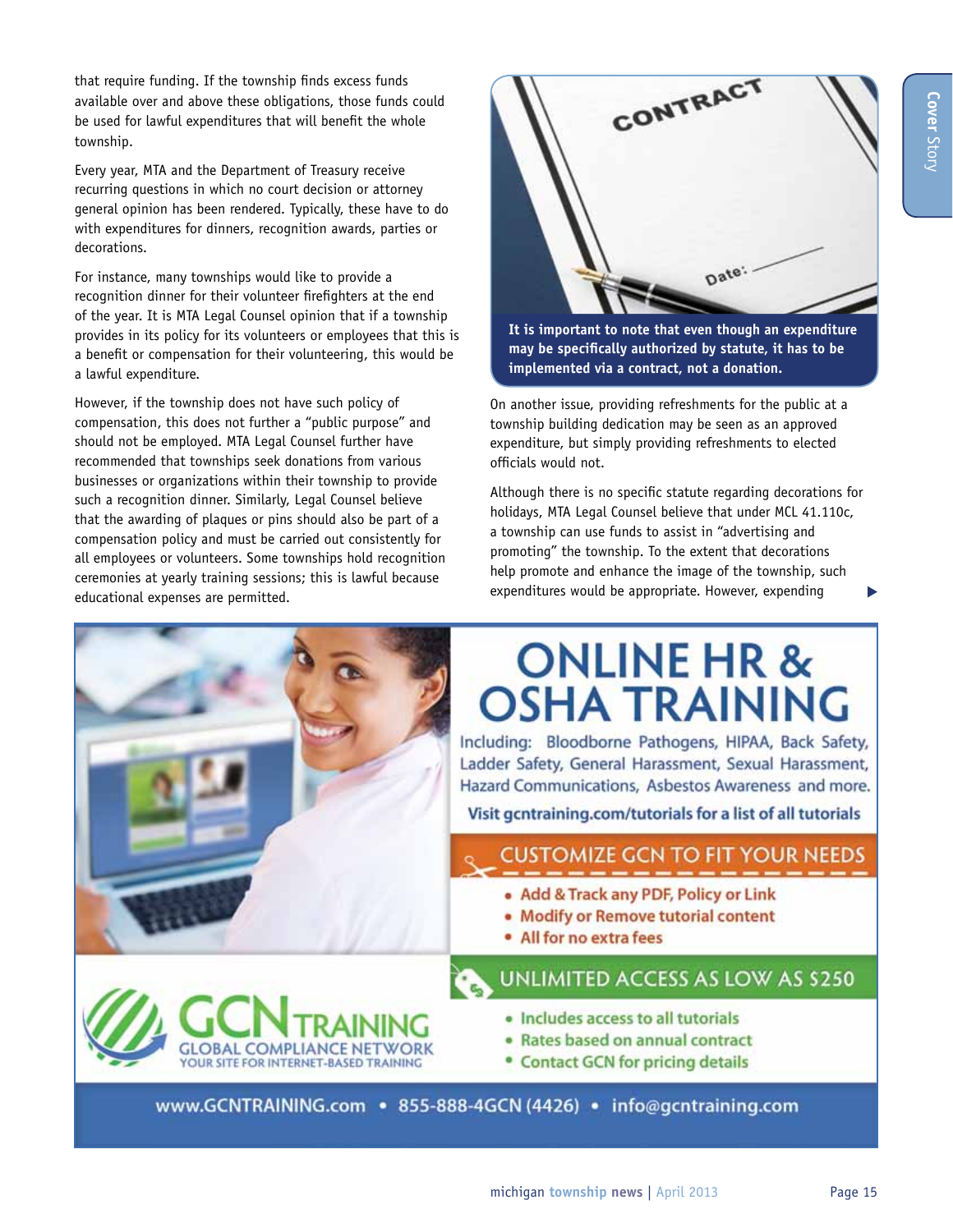that require funding. If the township finds excess funds available over and above these obligations, those funds could be used for lawful expenditures that will benefit the whole township.

Every year, MTA and the Department of Treasury receive recurring questions in which no court decision or attorney general opinion has been rendered. Typically, these have to do with expenditures for dinners, recognition awards, parties or decorations.

For instance, many townships would like to provide a recognition dinner for their volunteer firefighters at the end of the year. It is MTA Legal Counsel opinion that if a township provides in its policy for its volunteers or employees that this is a benefit or compensation for their volunteering, this would be a lawful expenditure.

However, if the township does not have such policy of compensation, this does not further a "public purpose" and should not be employed. MTA Legal Counsel further have recommended that townships seek donations from various businesses or organizations within their township to provide such a recognition dinner. Similarly, Legal Counsel believe that the awarding of plaques or pins should also be part of a compensation policy and must be carried out consistently for all employees or volunteers. Some townships hold recognition ceremonies at yearly training sessions; this is lawful because educational expenses are permitted.

**It is important to note that even though an expenditure may be specifically authorized by statute, it has to be implemented via a contract, not a donation.**

On another issue, providing refreshments for the public at a township building dedication may be seen as an approved expenditure, but simply providing refreshments to elected officials would not.

Although there is no specific statute regarding decorations for holidays, MTA Legal Counsel believe that under MCL 41.110c, a township can use funds to assist in "advertising and promoting" the township. To the extent that decorations help promote and enhance the image of the township, such expenditures would be appropriate. However, expending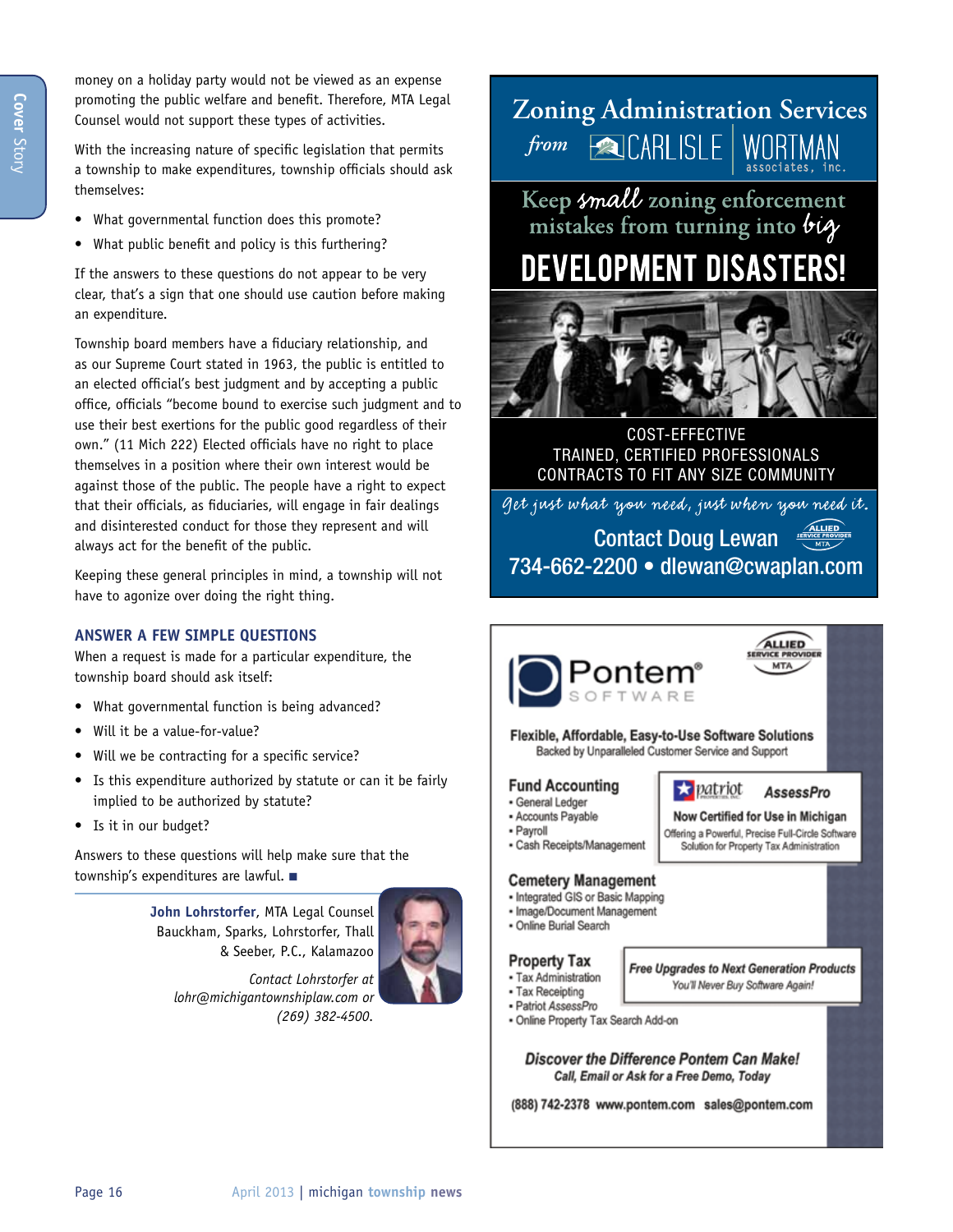money on a holiday party would not be viewed as an expense promoting the public welfare and benefit. Therefore, MTA Legal Counsel would not support these types of activities.

With the increasing nature of specific legislation that permits a township to make expenditures, township officials should ask themselves:

- What governmental function does this promote?
- What public benefit and policy is this furthering?

If the answers to these questions do not appear to be very clear, that's a sign that one should use caution before making an expenditure.

Township board members have a fiduciary relationship, and as our Supreme Court stated in 1963, the public is entitled to an elected official's best judgment and by accepting a public office, officials "become bound to exercise such judgment and to use their best exertions for the public good regardless of their own." (11 Mich 222) Elected officials have no right to place themselves in a position where their own interest would be against those of the public. The people have a right to expect that their officials, as fiduciaries, will engage in fair dealings and disinterested conduct for those they represent and will always act for the benefit of the public.

Keeping these general principles in mind, a township will not have to agonize over doing the right thing.

### ANSWER A FEW SIMPLE QUESTIONS

When a request is made for a particular expenditure, the township board should ask itself:

- What governmental function is being advanced?
- Will it be a value-for-value?
- Will we be contracting for a specific service?
- Is this expenditure authorized by statute or can it be fairly implied to be authorized by statute?
- Is it in our budget?

Answers to these questions will help make sure that the township's expenditures are lawful. ■

**John Lohrstorfer**, MTA Legal Counsel
Bauckham, Sparks, Lohrstorfer, Thall & Seeber, P.C., Kalamazoo

*Contact Lohrstorfer at lohr@michigantownshiplaw.com or (269) 382-4500.*

---

**Zoning Administration Services** *from* CARLISLE | WORTMAN associates, inc.

Keep *small* zoning enforcement mistakes from turning into *big*

**DEVELOPMENT DISASTERS!**

COST-EFFECTIVE
TRAINED, CERTIFIED PROFESSIONALS
CONTRACTS TO FIT ANY SIZE COMMUNITY

*Get just what you need, just when you need it.*

Contact Doug Lewan
734-662-2200 • dlewan@cwaplan.com

ALLIED SERVICE PROVIDER MTA

---

ALLIED SERVICE PROVIDER MTA

**Pontem® SOFTWARE**

**Flexible, Affordable, Easy-to-Use Software Solutions**
Backed by Unparalleled Customer Service and Support

**Fund Accounting**
- General Ledger
- Accounts Payable
- Payroll
- Cash Receipts/Management

patriot *AssessPro*
**Now Certified for Use in Michigan**
Offering a Powerful, Precise Full-Circle Software Solution for Property Tax Administration

**Cemetery Management**
- Integrated GIS or Basic Mapping
- Image/Document Management
- Online Burial Search

**Property Tax**
- Tax Administration
- Tax Receipting
- Patriot AssessPro
- Online Property Tax Search Add-on

***Free Upgrades to Next Generation Products***
*You'll Never Buy Software Again!*

***Discover the Difference Pontem Can Make!***
*Call, Email or Ask for a Free Demo, Today*

(888) 742-2378 www.pontem.com sales@pontem.com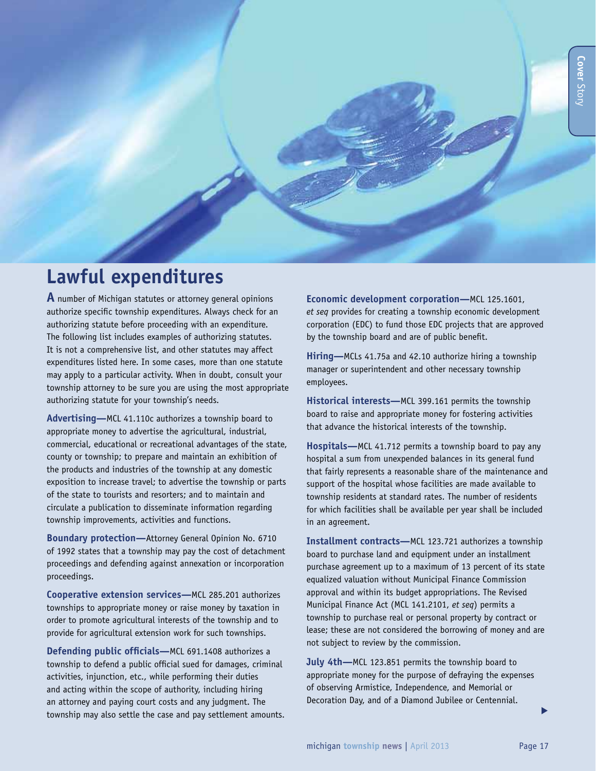## Lawful expenditures

A number of Michigan statutes or attorney general opinions authorize specific township expenditures. Always check for an authorizing statute before proceeding with an expenditure. The following list includes examples of authorizing statutes. It is not a comprehensive list, and other statutes may affect expenditures listed here. In some cases, more than one statute may apply to a particular activity. When in doubt, consult your township attorney to be sure you are using the most appropriate authorizing statute for your township's needs.

**Advertising—**MCL 41.110c authorizes a township board to appropriate money to advertise the agricultural, industrial, commercial, educational or recreational advantages of the state, county or township; to prepare and maintain an exhibition of the products and industries of the township at any domestic exposition to increase travel; to advertise the township or parts of the state to tourists and resorters; and to maintain and circulate a publication to disseminate information regarding township improvements, activities and functions.

**Boundary protection—**Attorney General Opinion No. 6710 of 1992 states that a township may pay the cost of detachment proceedings and defending against annexation or incorporation proceedings.

**Cooperative extension services—**MCL 285.201 authorizes townships to appropriate money or raise money by taxation in order to promote agricultural interests of the township and to provide for agricultural extension work for such townships.

**Defending public officials—**MCL 691.1408 authorizes a township to defend a public official sued for damages, criminal activities, injunction, etc., while performing their duties and acting within the scope of authority, including hiring an attorney and paying court costs and any judgment. The township may also settle the case and pay settlement amounts.

**Economic development corporation—**MCL 125.1601, *et seq* provides for creating a township economic development corporation (EDC) to fund those EDC projects that are approved by the township board and are of public benefit.

**Hiring—**MCLs 41.75a and 42.10 authorize hiring a township manager or superintendent and other necessary township employees.

**Historical interests—**MCL 399.161 permits the township board to raise and appropriate money for fostering activities that advance the historical interests of the township.

**Hospitals—**MCL 41.712 permits a township board to pay any hospital a sum from unexpended balances in its general fund that fairly represents a reasonable share of the maintenance and support of the hospital whose facilities are made available to township residents at standard rates. The number of residents for which facilities shall be available per year shall be included in an agreement.

**Installment contracts—**MCL 123.721 authorizes a township board to purchase land and equipment under an installment purchase agreement up to a maximum of 13 percent of its state equalized valuation without Municipal Finance Commission approval and within its budget appropriations. The Revised Municipal Finance Act (MCL 141.2101, *et seq*) permits a township to purchase real or personal property by contract or lease; these are not considered the borrowing of money and are not subject to review by the commission.

**July 4th—**MCL 123.851 permits the township board to appropriate money for the purpose of defraying the expenses of observing Armistice, Independence, and Memorial or Decoration Day, and of a Diamond Jubilee or Centennial.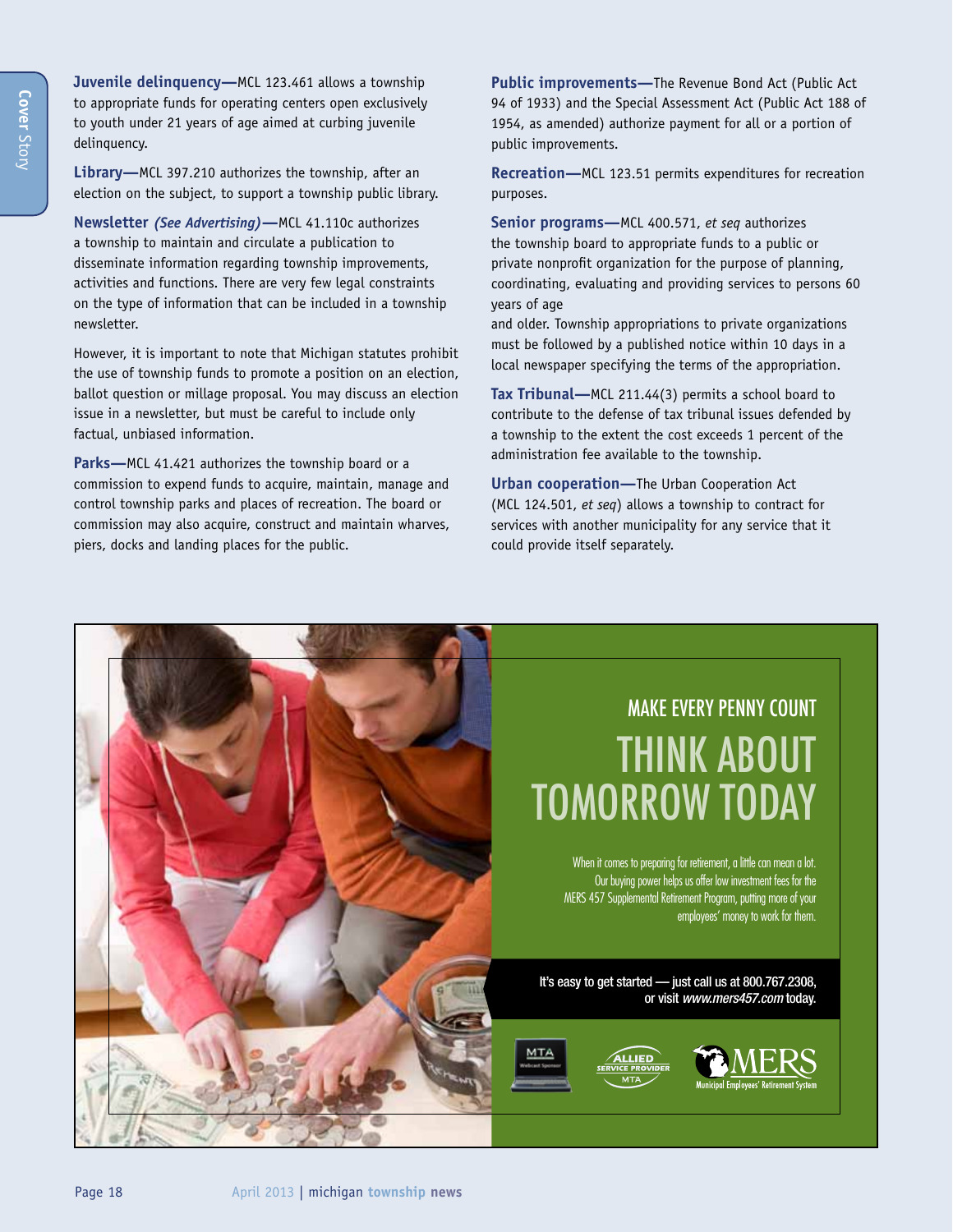**Juvenile delinquency—**MCL 123.461 allows a township to appropriate funds for operating centers open exclusively to youth under 21 years of age aimed at curbing juvenile delinquency.

**Library—**MCL 397.210 authorizes the township, after an election on the subject, to support a township public library.

**Newsletter** ***(See Advertising)*****—**MCL 41.110c authorizes a township to maintain and circulate a publication to disseminate information regarding township improvements, activities and functions. There are very few legal constraints on the type of information that can be included in a township newsletter.

However, it is important to note that Michigan statutes prohibit the use of township funds to promote a position on an election, ballot question or millage proposal. You may discuss an election issue in a newsletter, but must be careful to include only factual, unbiased information.

**Parks—**MCL 41.421 authorizes the township board or a commission to expend funds to acquire, maintain, manage and control township parks and places of recreation. The board or commission may also acquire, construct and maintain wharves, piers, docks and landing places for the public.

**Public improvements—**The Revenue Bond Act (Public Act 94 of 1933) and the Special Assessment Act (Public Act 188 of 1954, as amended) authorize payment for all or a portion of public improvements.

**Recreation—**MCL 123.51 permits expenditures for recreation purposes.

**Senior programs—**MCL 400.571, *et seq* authorizes the township board to appropriate funds to a public or private nonprofit organization for the purpose of planning, coordinating, evaluating and providing services to persons 60 years of age and older. Township appropriations to private organizations must be followed by a published notice within 10 days in a local newspaper specifying the terms of the appropriation.

**Tax Tribunal—**MCL 211.44(3) permits a school board to contribute to the defense of tax tribunal issues defended by a township to the extent the cost exceeds 1 percent of the administration fee available to the township.

**Urban cooperation—**The Urban Cooperation Act (MCL 124.501, *et seq*) allows a township to contract for services with another municipality for any service that it could provide itself separately.

MAKE EVERY PENNY COUNT

THINK ABOUT TOMORROW TODAY

When it comes to preparing for retirement, a little can mean a lot. Our buying power helps us offer low investment fees for the MERS 457 Supplemental Retirement Program, putting more of your employees' money to work for them.

It's easy to get started — just call us at 800.767.2308, or visit *www.mers457.com* today.

MTA Webcast Sponsor | ALLIED SERVICE PROVIDER MTA | MERS Municipal Employees' Retirement System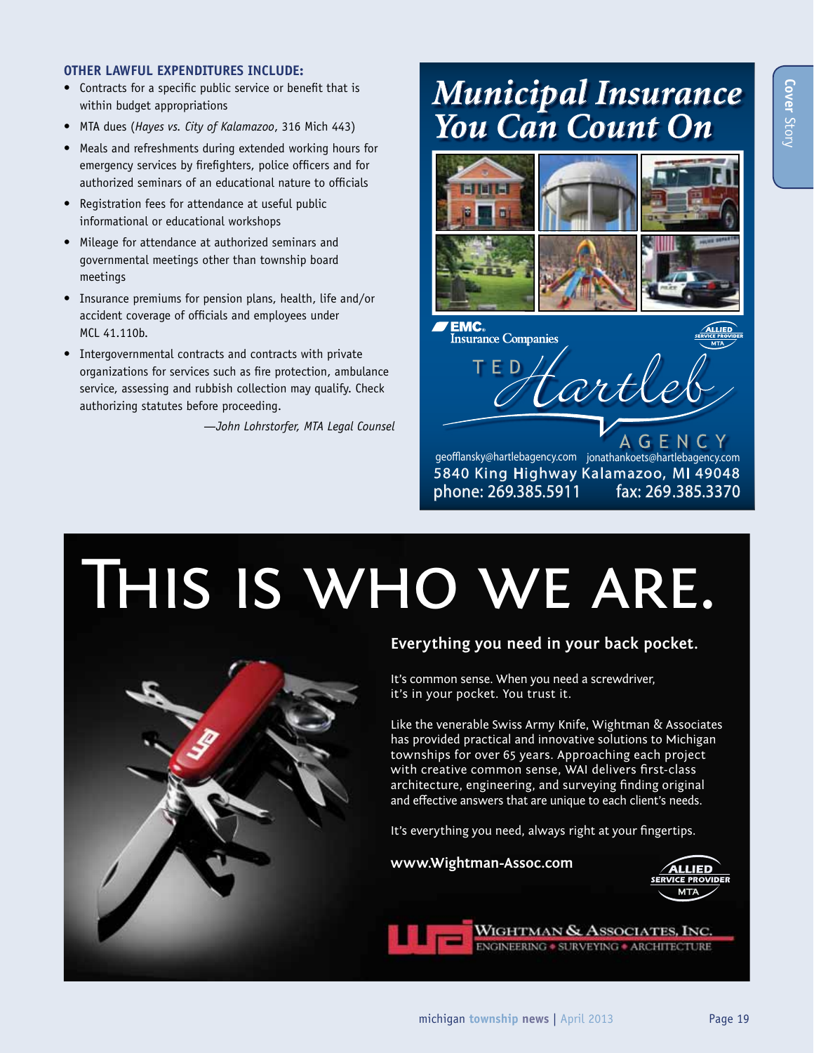**OTHER LAWFUL EXPENDITURES INCLUDE:**

- Contracts for a specific public service or benefit that is within budget appropriations
- MTA dues (*Hayes vs. City of Kalamazoo*, 316 Mich 443)
- Meals and refreshments during extended working hours for emergency services by firefighters, police officers and for authorized seminars of an educational nature to officials
- Registration fees for attendance at useful public informational or educational workshops
- Mileage for attendance at authorized seminars and governmental meetings other than township board meetings
- Insurance premiums for pension plans, health, life and/or accident coverage of officials and employees under MCL 41.110b.
- Intergovernmental contracts and contracts with private organizations for services such as fire protection, ambulance service, assessing and rubbish collection may qualify. Check authorizing statutes before proceeding.

*—John Lohrstorfer, MTA Legal Counsel*

# *Municipal Insurance You Can Count On*

EMC Insurance Companies

ALLIED SERVICE PROVIDER MTA

TED Hartleb AGENCY

geofflansky@hartlebagency.com jonathankoets@hartlebagency.com

5840 King Highway Kalamazoo, MI 49048

phone: 269.385.5911 fax: 269.385.3370

# THIS IS WHO WE ARE.

**Everything you need in your back pocket.**

It's common sense. When you need a screwdriver, it's in your pocket. You trust it.

Like the venerable Swiss Army Knife, Wightman & Associates has provided practical and innovative solutions to Michigan townships for over 65 years. Approaching each project with creative common sense, WAI delivers first-class architecture, engineering, and surveying finding original and effective answers that are unique to each client's needs.

It's everything you need, always right at your fingertips.

**www.Wightman-Assoc.com**

ALLIED SERVICE PROVIDER MTA

WIGHTMAN & ASSOCIATES, INC.
ENGINEERING • SURVEYING • ARCHITECTURE